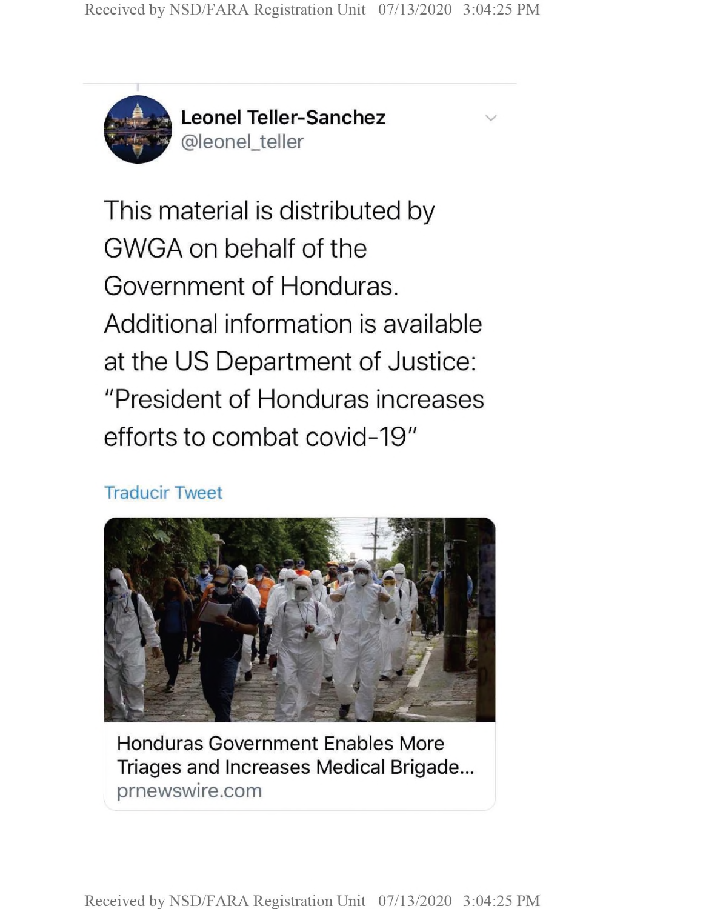**Leonel Teller-Sanchez**
@leonel_teller

This material is distributed by GWGA on behalf of the Government of Honduras. Additional information is available at the US Department of Justice: "President of Honduras increases efforts to combat covid-19"

Traducir Tweet

Honduras Government Enables More Triages and Increases Medical Brigade...
prnewswire.com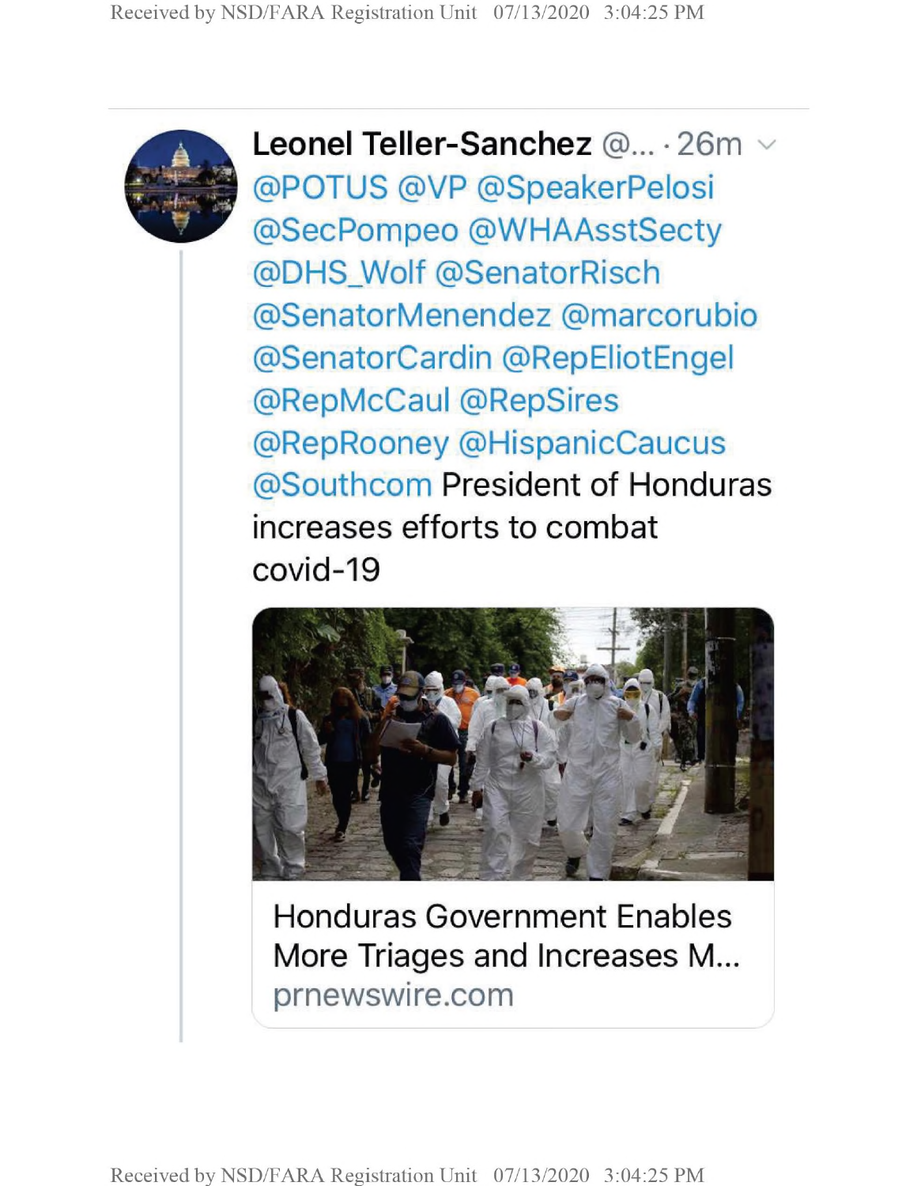**Leonel Teller-Sanchez** @... · 26m

@POTUS @VP @SpeakerPelosi @SecPompeo @WHAAsstSecty @DHS_Wolf @SenatorRisch @SenatorMenendez @marcorubio @SenatorCardin @RepEliotEngel @RepMcCaul @RepSires @RepRooney @HispanicCaucus @Southcom President of Honduras increases efforts to combat covid-19

Honduras Government Enables More Triages and Increases M...
prnewswire.com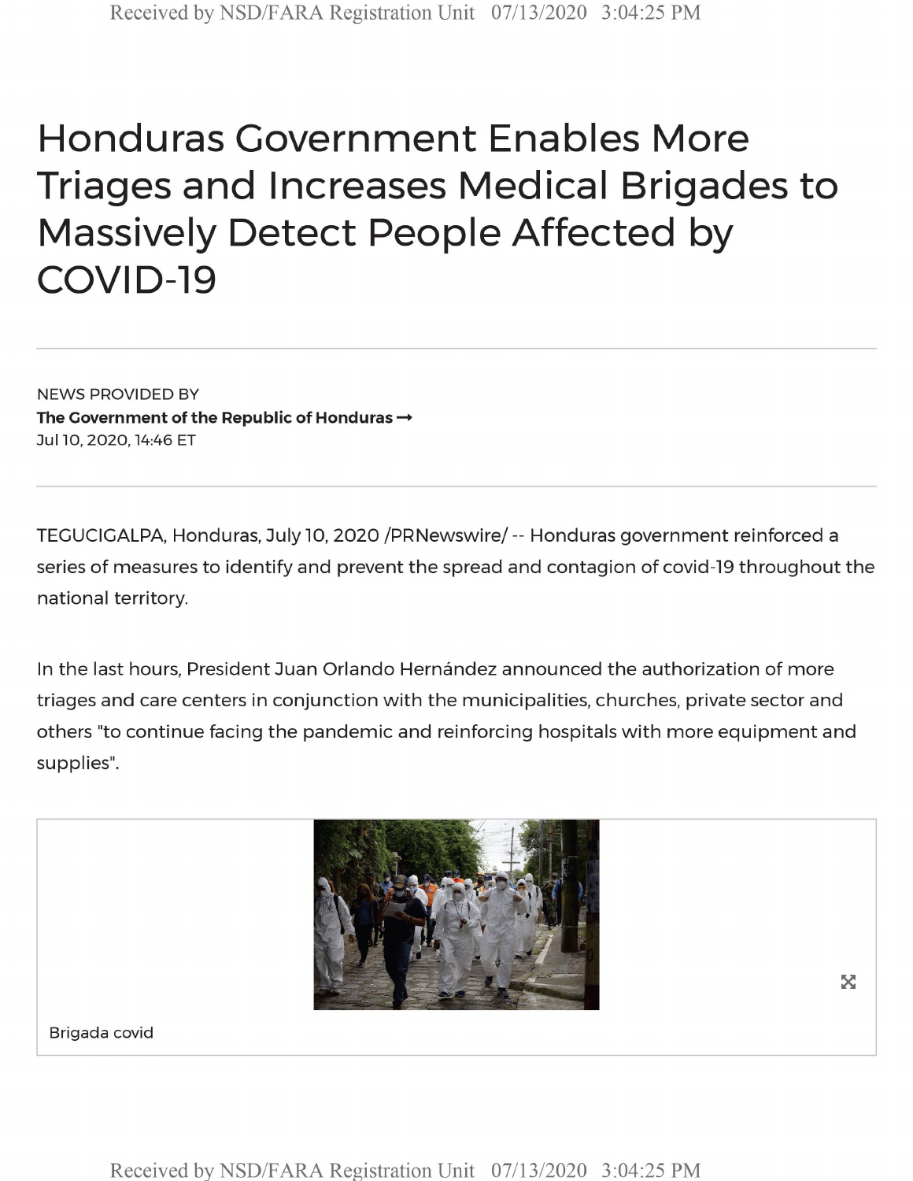# Honduras Government Enables More Triages and Increases Medical Brigades to Massively Detect People Affected by COVID-19

NEWS PROVIDED BY

**The Government of the Republic of Honduras →**

Jul 10, 2020, 14:46 ET

TEGUCIGALPA, Honduras, July 10, 2020 /PRNewswire/ -- Honduras government reinforced a series of measures to identify and prevent the spread and contagion of covid-19 throughout the national territory.

In the last hours, President Juan Orlando Hernández announced the authorization of more triages and care centers in conjunction with the municipalities, churches, private sector and others "to continue facing the pandemic and reinforcing hospitals with more equipment and supplies".

Brigada covid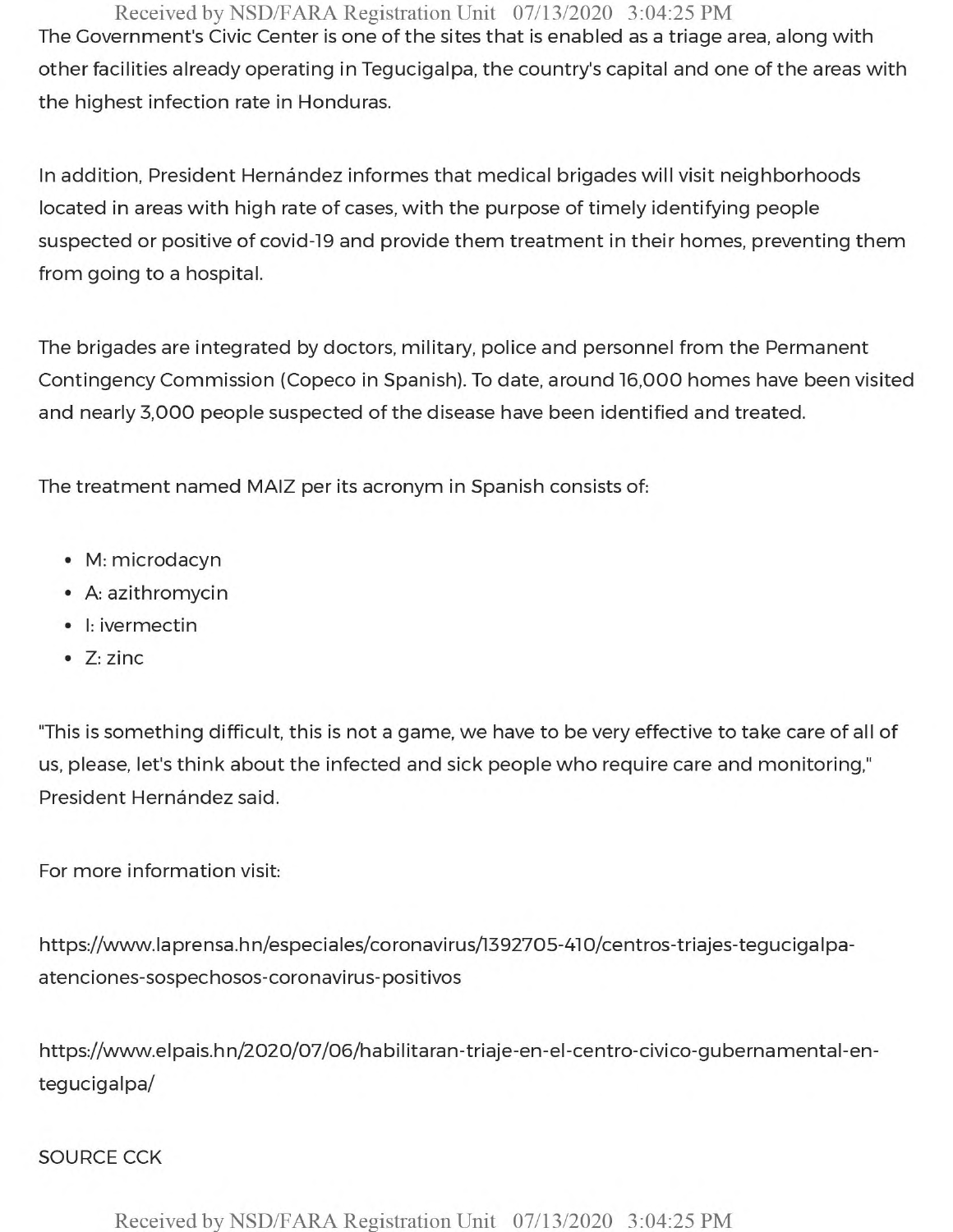The Government's Civic Center is one of the sites that is enabled as a triage area, along with other facilities already operating in Tegucigalpa, the country's capital and one of the areas with the highest infection rate in Honduras.

In addition, President Hernández informes that medical brigades will visit neighborhoods located in areas with high rate of cases, with the purpose of timely identifying people suspected or positive of covid-19 and provide them treatment in their homes, preventing them from going to a hospital.

The brigades are integrated by doctors, military, police and personnel from the Permanent Contingency Commission (Copeco in Spanish). To date, around 16,000 homes have been visited and nearly 3,000 people suspected of the disease have been identified and treated.

The treatment named MAIZ per its acronym in Spanish consists of:

- M: microdacyn
- A: azithromycin
- I: ivermectin
- Z: zinc

"This is something difficult, this is not a game, we have to be very effective to take care of all of us, please, let's think about the infected and sick people who require care and monitoring," President Hernández said.

For more information visit:

https://www.laprensa.hn/especiales/coronavirus/1392705-410/centros-triajes-tegucigalpa-atenciones-sospechosos-coronavirus-positivos

https://www.elpais.hn/2020/07/06/habilitaran-triaje-en-el-centro-civico-gubernamental-en-tegucigalpa/

SOURCE CCK